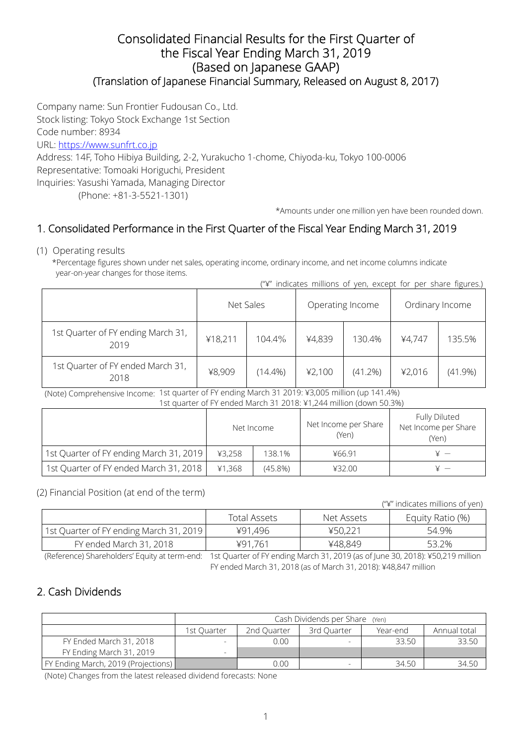# Consolidated Financial Results for the First Quarter of the Fiscal Year Ending March 31, 2019 (Based on Japanese GAAP)

## (Translation of Japanese Financial Summary, Released on August 8, 2017)

Company name: Sun Frontier Fudousan Co., Ltd.
Stock listing: Tokyo Stock Exchange 1st Section
Code number: 8934
URL: https://www.sunfrt.co.jp
Address: 14F, Toho Hibiya Building, 2-2, Yurakucho 1-chome, Chiyoda-ku, Tokyo 100-0006
Representative: Tomoaki Horiguchi, President
Inquiries: Yasushi Yamada, Managing Director
(Phone: +81-3-5521-1301)

*Amounts under one million yen have been rounded down.

## 1. Consolidated Performance in the First Quarter of the Fiscal Year Ending March 31, 2019

(1) Operating results

*Percentage figures shown under net sales, operating income, ordinary income, and net income columns indicate year-on-year changes for those items.

("¥" indicates millions of yen, except for per share figures.)

| | Net Sales | | Operating Income | | Ordinary Income | |
|---|---|---|---|---|---|---|
| 1st Quarter of FY ending March 31, 2019 | ¥18,211 | 104.4% | ¥4,839 | 130.4% | ¥4,747 | 135.5% |
| 1st Quarter of FY ended March 31, 2018 | ¥8,909 | (14.4%) | ¥2,100 | (41.2%) | ¥2,016 | (41.9%) |

(Note) Comprehensive Income: 1st quarter of FY ending March 31 2019: ¥3,005 million (up 141.4%)
1st quarter of FY ended March 31 2018: ¥1,244 million (down 50.3%)

| | Net Income | | Net Income per Share (Yen) | Fully Diluted Net Income per Share (Yen) |
|---|---|---|---|---|
| 1st Quarter of FY ending March 31, 2019 | ¥3,258 | 138.1% | ¥66.91 | ¥ — |
| 1st Quarter of FY ended March 31, 2018 | ¥1,368 | (45.8%) | ¥32.00 | ¥ — |

(2) Financial Position (at end of the term)

("¥" indicates millions of yen)

| | Total Assets | Net Assets | Equity Ratio (%) |
|---|---|---|---|
| 1st Quarter of FY ending March 31, 2019 | ¥91,496 | ¥50,221 | 54.9% |
| FY ended March 31, 2018 | ¥91,761 | ¥48,849 | 53.2% |

(Reference) Shareholders' Equity at term-end: 1st Quarter of FY ending March 31, 2019 (as of June 30, 2018): ¥50,219 million
FY ended March 31, 2018 (as of March 31, 2018): ¥48,847 million

## 2. Cash Dividends

| | Cash Dividends per Share (Yen) | | | | |
|---|---|---|---|---|---|
| | 1st Quarter | 2nd Quarter | 3rd Quarter | Year-end | Annual total |
| FY Ended March 31, 2018 | - | 0.00 | - | 33.50 | 33.50 |
| FY Ending March 31, 2019 | - | | | | |
| FY Ending March, 2019 (Projections) | | 0.00 | - | 34.50 | 34.50 |

(Note) Changes from the latest released dividend forecasts: None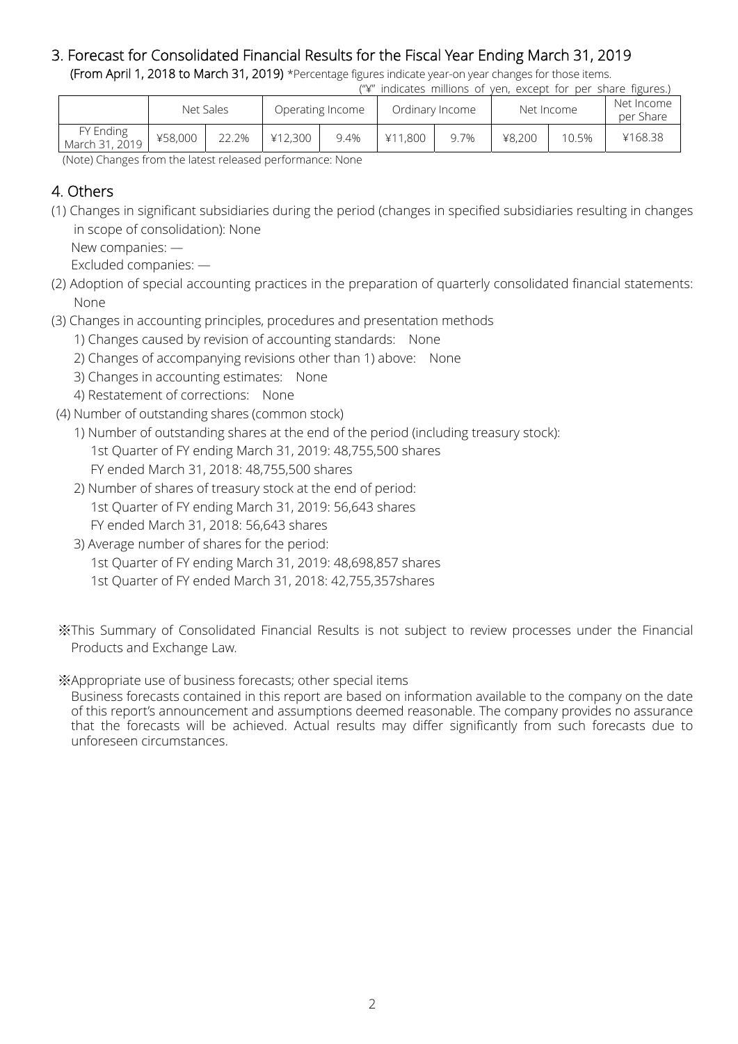## 3. Forecast for Consolidated Financial Results for the Fiscal Year Ending March 31, 2019

**(From April 1, 2018 to March 31, 2019)** *Percentage figures indicate year-on year changes for those items.

("¥" indicates millions of yen, except for per share figures.)

| | Net Sales | | Operating Income | | Ordinary Income | | Net Income | | Net Income per Share |
|---|---|---|---|---|---|---|---|---|---|
| FY Ending March 31, 2019 | ¥58,000 | 22.2% | ¥12,300 | 9.4% | ¥11,800 | 9.7% | ¥8,200 | 10.5% | ¥168.38 |

(Note) Changes from the latest released performance: None

## 4. Others

(1) Changes in significant subsidiaries during the period (changes in specified subsidiaries resulting in changes in scope of consolidation): None

New companies: —

Excluded companies: —

(2) Adoption of special accounting practices in the preparation of quarterly consolidated financial statements: None

(3) Changes in accounting principles, procedures and presentation methods

1) Changes caused by revision of accounting standards: None

2) Changes of accompanying revisions other than 1) above: None

3) Changes in accounting estimates: None

4) Restatement of corrections: None

(4) Number of outstanding shares (common stock)

1) Number of outstanding shares at the end of the period (including treasury stock):

1st Quarter of FY ending March 31, 2019: 48,755,500 shares

FY ended March 31, 2018: 48,755,500 shares

2) Number of shares of treasury stock at the end of period:

1st Quarter of FY ending March 31, 2019: 56,643 shares

FY ended March 31, 2018: 56,643 shares

3) Average number of shares for the period:

1st Quarter of FY ending March 31, 2019: 48,698,857 shares

1st Quarter of FY ended March 31, 2018: 42,755,357shares

※This Summary of Consolidated Financial Results is not subject to review processes under the Financial Products and Exchange Law.

※Appropriate use of business forecasts; other special items

Business forecasts contained in this report are based on information available to the company on the date of this report's announcement and assumptions deemed reasonable. The company provides no assurance that the forecasts will be achieved. Actual results may differ significantly from such forecasts due to unforeseen circumstances.